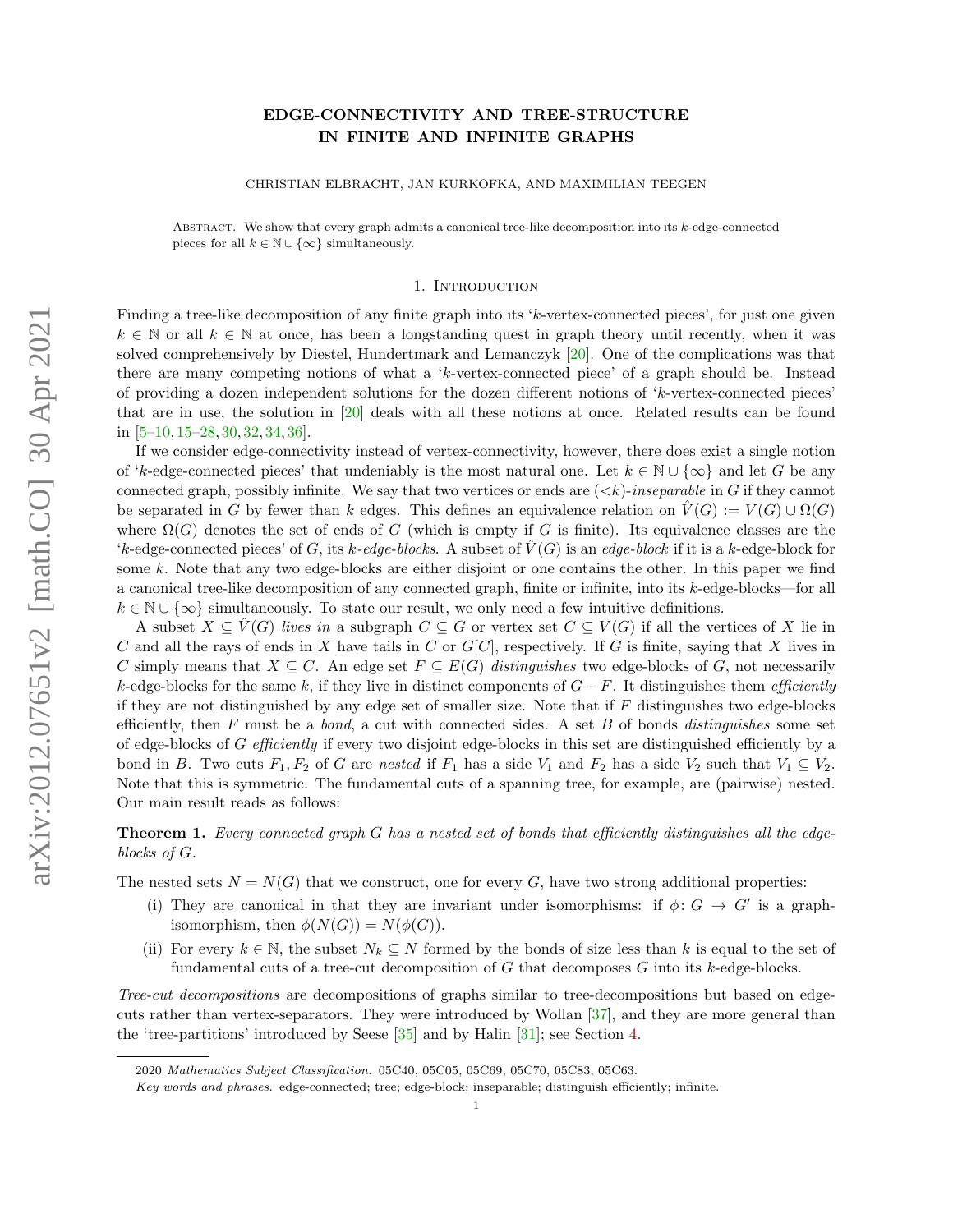# EDGE-CONNECTIVITY AND TREE-STRUCTURE IN FINITE AND INFINITE GRAPHS

CHRISTIAN ELBRACHT, JAN KURKOFKA, AND MAXIMILIAN TEEGEN

ABSTRACT. We show that every graph admits a canonical tree-like decomposition into its $k$-edge-connected pieces for all $k \in \mathbb{N} \cup \{\infty\}$ simultaneously.

## 1. Introduction

Finding a tree-like decomposition of any finite graph into its '$k$-vertex-connected pieces', for just one given $k \in \mathbb{N}$ or all $k \in \mathbb{N}$ at once, has been a longstanding quest in graph theory until recently, when it was solved comprehensively by Diestel, Hundertmark and Lemanczyk [20]. One of the complications was that there are many competing notions of what a '$k$-vertex-connected piece' of a graph should be. Instead of providing a dozen independent solutions for the dozen different notions of '$k$-vertex-connected pieces' that are in use, the solution in [20] deals with all these notions at once. Related results can be found in [5–10, 15–28, 30, 32, 34, 36].

If we consider edge-connectivity instead of vertex-connectivity, however, there does exist a single notion of '$k$-edge-connected pieces' that undeniably is the most natural one. Let $k \in \mathbb{N} \cup \{\infty\}$ and let $G$ be any connected graph, possibly infinite. We say that two vertices or ends are $({<}k)$-*inseparable* in $G$ if they cannot be separated in $G$ by fewer than $k$ edges. This defines an equivalence relation on $\hat{V}(G) := V(G) \cup \Omega(G)$ where $\Omega(G)$ denotes the set of ends of $G$ (which is empty if $G$ is finite). Its equivalence classes are the '$k$-edge-connected pieces' of $G$, its $k$-*edge-blocks*. A subset of $\hat{V}(G)$ is an *edge-block* if it is a $k$-edge-block for some $k$. Note that any two edge-blocks are either disjoint or one contains the other. In this paper we find a canonical tree-like decomposition of any connected graph, finite or infinite, into its $k$-edge-blocks—for all $k \in \mathbb{N} \cup \{\infty\}$ simultaneously. To state our result, we only need a few intuitive definitions.

A subset $X \subseteq \hat{V}(G)$ *lives in* a subgraph $C \subseteq G$ or vertex set $C \subseteq V(G)$ if all the vertices of $X$ lie in $C$ and all the rays of ends in $X$ have tails in $C$ or $G[C]$, respectively. If $G$ is finite, saying that $X$ lives in $C$ simply means that $X \subseteq C$. An edge set $F \subseteq E(G)$ *distinguishes* two edge-blocks of $G$, not necessarily $k$-edge-blocks for the same $k$, if they live in distinct components of $G - F$. It distinguishes them *efficiently* if they are not distinguished by any edge set of smaller size. Note that if $F$ distinguishes two edge-blocks efficiently, then $F$ must be a *bond*, a cut with connected sides. A set $B$ of bonds *distinguishes* some set of edge-blocks of $G$ *efficiently* if every two disjoint edge-blocks in this set are distinguished efficiently by a bond in $B$. Two cuts $F_1, F_2$ of $G$ are *nested* if $F_1$ has a side $V_1$ and $F_2$ has a side $V_2$ such that $V_1 \subseteq V_2$. Note that this is symmetric. The fundamental cuts of a spanning tree, for example, are (pairwise) nested. Our main result reads as follows:

**Theorem 1.** *Every connected graph $G$ has a nested set of bonds that efficiently distinguishes all the edge-blocks of $G$.*

The nested sets $N = N(G)$ that we construct, one for every $G$, have two strong additional properties:

(i) They are canonical in that they are invariant under isomorphisms: if $\phi\colon G \to G'$ is a graph-isomorphism, then $\phi(N(G)) = N(\phi(G))$.

(ii) For every $k \in \mathbb{N}$, the subset $N_k \subseteq N$ formed by the bonds of size less than $k$ is equal to the set of fundamental cuts of a tree-cut decomposition of $G$ that decomposes $G$ into its $k$-edge-blocks.

*Tree-cut decompositions* are decompositions of graphs similar to tree-decompositions but based on edge-cuts rather than vertex-separators. They were introduced by Wollan [37], and they are more general than the 'tree-partitions' introduced by Seese [35] and by Halin [31]; see Section 4.

2020 *Mathematics Subject Classification.* 05C40, 05C05, 05C69, 05C70, 05C83, 05C63.

*Key words and phrases.* edge-connected; tree; edge-block; inseparable; distinguish efficiently; infinite.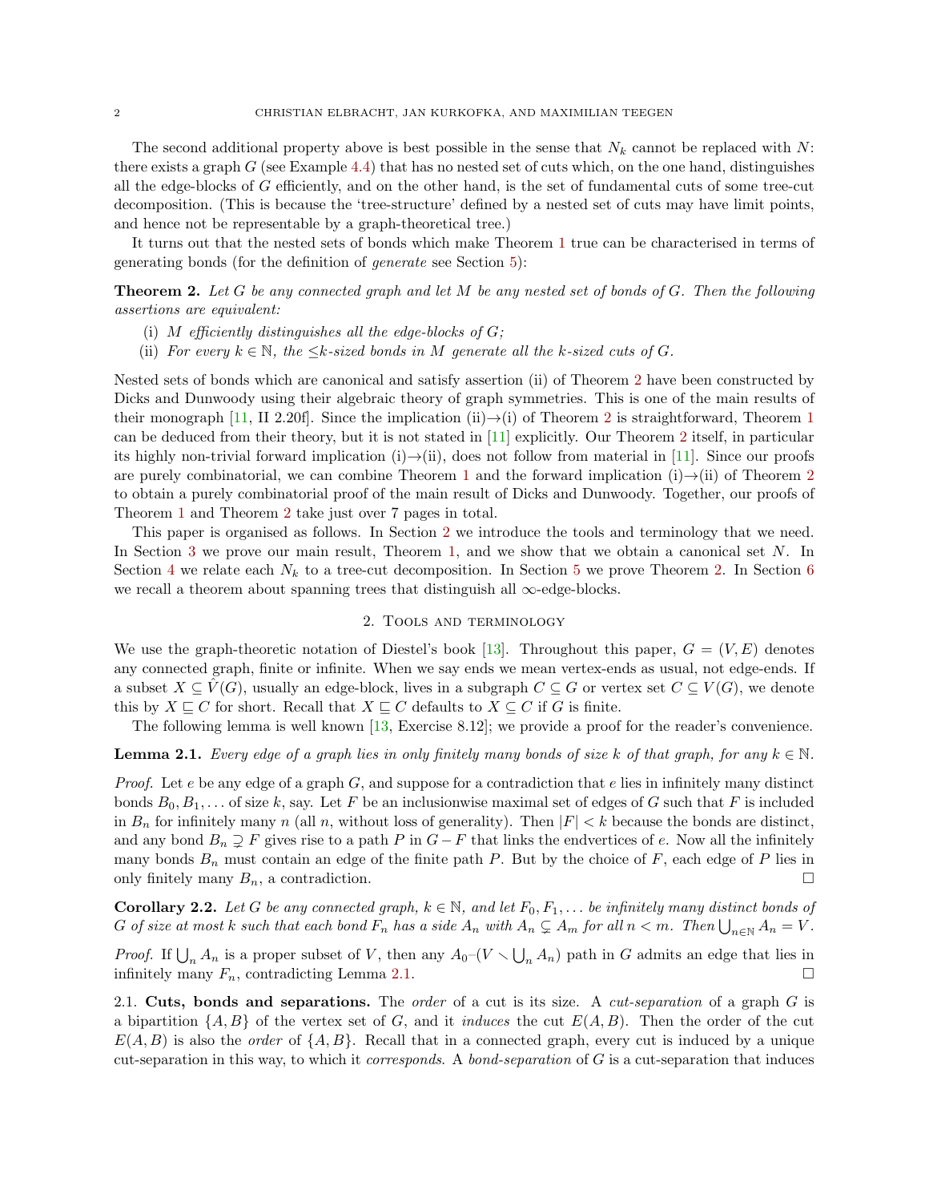The second additional property above is best possible in the sense that $N_k$ cannot be replaced with $N$: there exists a graph $G$ (see Example 4.4) that has no nested set of cuts which, on the one hand, distinguishes all the edge-blocks of $G$ efficiently, and on the other hand, is the set of fundamental cuts of some tree-cut decomposition. (This is because the 'tree-structure' defined by a nested set of cuts may have limit points, and hence not be representable by a graph-theoretical tree.)

It turns out that the nested sets of bonds which make Theorem 1 true can be characterised in terms of generating bonds (for the definition of *generate* see Section 5):

**Theorem 2.** *Let $G$ be any connected graph and let $M$ be any nested set of bonds of $G$. Then the following assertions are equivalent:*

(i) *$M$ efficiently distinguishes all the edge-blocks of $G$;*
(ii) *For every $k \in \mathbb{N}$, the $\leq k$-sized bonds in $M$ generate all the $k$-sized cuts of $G$.*

Nested sets of bonds which are canonical and satisfy assertion (ii) of Theorem 2 have been constructed by Dicks and Dunwoody using their algebraic theory of graph symmetries. This is one of the main results of their monograph [11, II 2.20f]. Since the implication (ii)→(i) of Theorem 2 is straightforward, Theorem 1 can be deduced from their theory, but it is not stated in [11] explicitly. Our Theorem 2 itself, in particular its highly non-trivial forward implication (i)→(ii), does not follow from material in [11]. Since our proofs are purely combinatorial, we can combine Theorem 1 and the forward implication (i)→(ii) of Theorem 2 to obtain a purely combinatorial proof of the main result of Dicks and Dunwoody. Together, our proofs of Theorem 1 and Theorem 2 take just over 7 pages in total.

This paper is organised as follows. In Section 2 we introduce the tools and terminology that we need. In Section 3 we prove our main result, Theorem 1, and we show that we obtain a canonical set $N$. In Section 4 we relate each $N_k$ to a tree-cut decomposition. In Section 5 we prove Theorem 2. In Section 6 we recall a theorem about spanning trees that distinguish all $\infty$-edge-blocks.

## 2. Tools and terminology

We use the graph-theoretic notation of Diestel's book [13]. Throughout this paper, $G = (V, E)$ denotes any connected graph, finite or infinite. When we say ends we mean vertex-ends as usual, not edge-ends. If a subset $X \subseteq V(G)$, usually an edge-block, lives in a subgraph $C \subseteq G$ or vertex set $C \subseteq V(G)$, we denote this by $X \sqsubseteq C$ for short. Recall that $X \sqsubseteq C$ defaults to $X \subseteq C$ if $G$ is finite.

The following lemma is well known [13, Exercise 8.12]; we provide a proof for the reader's convenience.

**Lemma 2.1.** *Every edge of a graph lies in only finitely many bonds of size $k$ of that graph, for any $k \in \mathbb{N}$.*

*Proof.* Let $e$ be any edge of a graph $G$, and suppose for a contradiction that $e$ lies in infinitely many distinct bonds $B_0, B_1, \ldots$ of size $k$, say. Let $F$ be an inclusionwise maximal set of edges of $G$ such that $F$ is included in $B_n$ for infinitely many $n$ (all $n$, without loss of generality). Then $|F| < k$ because the bonds are distinct, and any bond $B_n \supsetneq F$ gives rise to a path $P$ in $G - F$ that links the endvertices of $e$. Now all the infinitely many bonds $B_n$ must contain an edge of the finite path $P$. But by the choice of $F$, each edge of $P$ lies in only finitely many $B_n$, a contradiction. $\square$

**Corollary 2.2.** *Let $G$ be any connected graph, $k \in \mathbb{N}$, and let $F_0, F_1, \ldots$ be infinitely many distinct bonds of $G$ of size at most $k$ such that each bond $F_n$ has a side $A_n$ with $A_n \subsetneq A_m$ for all $n < m$. Then $\bigcup_{n \in \mathbb{N}} A_n = V$.*

*Proof.* If $\bigcup_n A_n$ is a proper subset of $V$, then any $A_0$–$(V \setminus \bigcup_n A_n)$ path in $G$ admits an edge that lies in infinitely many $F_n$, contradicting Lemma 2.1. $\square$

### 2.1. Cuts, bonds and separations.

The *order* of a cut is its size. A *cut-separation* of a graph $G$ is a bipartition $\{A, B\}$ of the vertex set of $G$, and it *induces* the cut $E(A, B)$. Then the order of the cut $E(A, B)$ is also the *order* of $\{A, B\}$. Recall that in a connected graph, every cut is induced by a unique cut-separation in this way, to which it *corresponds*. A *bond-separation* of $G$ is a cut-separation that induces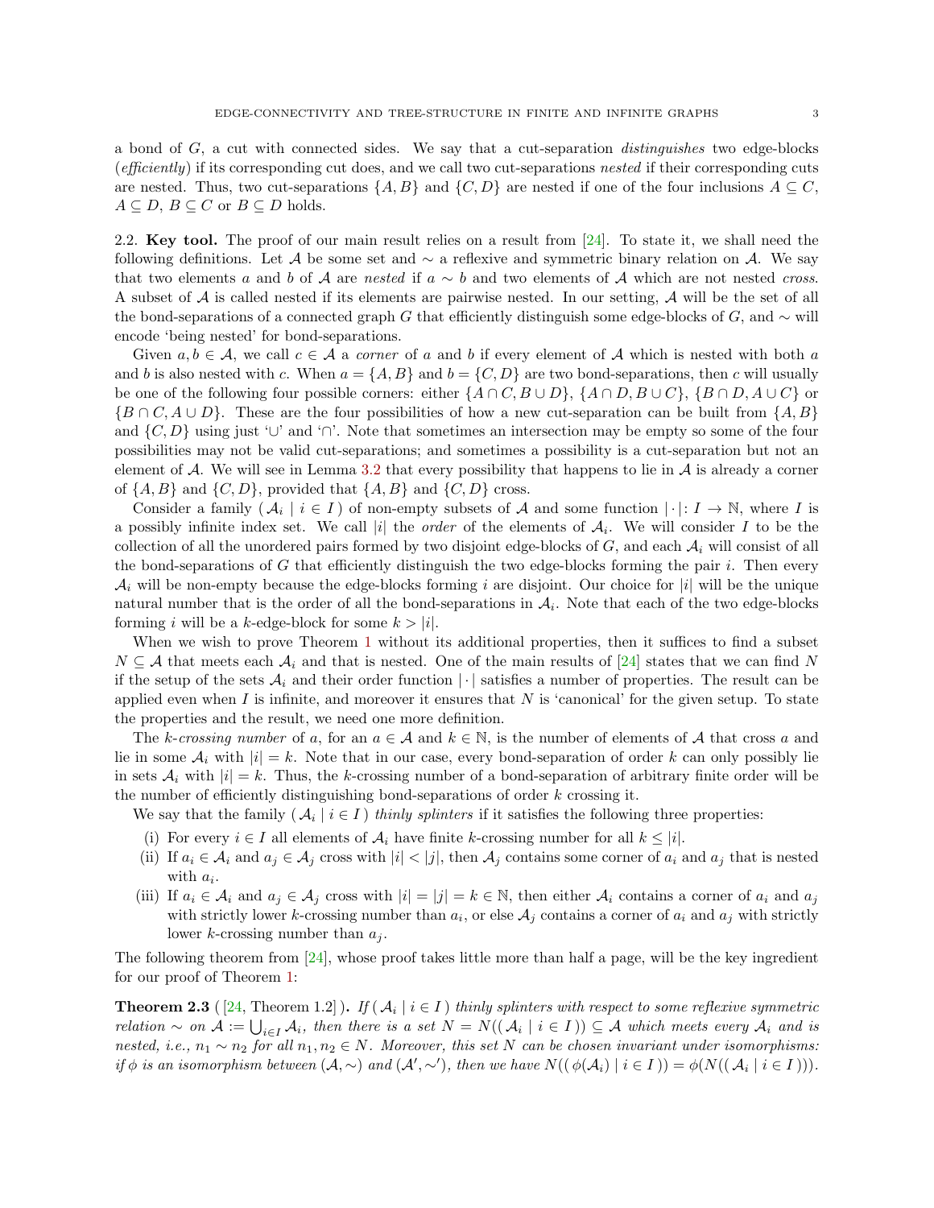a bond of $G$, a cut with connected sides. We say that a cut-separation *distinguishes* two edge-blocks (*efficiently*) if its corresponding cut does, and we call two cut-separations *nested* if their corresponding cuts are nested. Thus, two cut-separations $\{A, B\}$ and $\{C, D\}$ are nested if one of the four inclusions $A \subseteq C$, $A \subseteq D$, $B \subseteq C$ or $B \subseteq D$ holds.

2.2. **Key tool.** The proof of our main result relies on a result from [24]. To state it, we shall need the following definitions. Let $\mathcal{A}$ be some set and $\sim$ a reflexive and symmetric binary relation on $\mathcal{A}$. We say that two elements $a$ and $b$ of $\mathcal{A}$ are *nested* if $a \sim b$ and two elements of $\mathcal{A}$ which are not nested *cross*. A subset of $\mathcal{A}$ is called nested if its elements are pairwise nested. In our setting, $\mathcal{A}$ will be the set of all the bond-separations of a connected graph $G$ that efficiently distinguish some edge-blocks of $G$, and $\sim$ will encode 'being nested' for bond-separations.

Given $a, b \in \mathcal{A}$, we call $c \in \mathcal{A}$ a *corner* of $a$ and $b$ if every element of $\mathcal{A}$ which is nested with both $a$ and $b$ is also nested with $c$. When $a = \{A, B\}$ and $b = \{C, D\}$ are two bond-separations, then $c$ will usually be one of the following four possible corners: either $\{A \cap C, B \cup D\}$, $\{A \cap D, B \cup C\}$, $\{B \cap D, A \cup C\}$ or $\{B \cap C, A \cup D\}$. These are the four possibilities of how a new cut-separation can be built from $\{A, B\}$ and $\{C, D\}$ using just '$\cup$' and '$\cap$'. Note that sometimes an intersection may be empty so some of the four possibilities may not be valid cut-separations; and sometimes a possibility is a cut-separation but not an element of $\mathcal{A}$. We will see in Lemma 3.2 that every possibility that happens to lie in $\mathcal{A}$ is already a corner of $\{A, B\}$ and $\{C, D\}$, provided that $\{A, B\}$ and $\{C, D\}$ cross.

Consider a family $(\, \mathcal{A}_i \mid i \in I \,)$ of non-empty subsets of $\mathcal{A}$ and some function $|\cdot| \colon I \to \mathbb{N}$, where $I$ is a possibly infinite index set. We call $|i|$ the *order* of the elements of $\mathcal{A}_i$. We will consider $I$ to be the collection of all the unordered pairs formed by two disjoint edge-blocks of $G$, and each $\mathcal{A}_i$ will consist of all the bond-separations of $G$ that efficiently distinguish the two edge-blocks forming the pair $i$. Then every $\mathcal{A}_i$ will be non-empty because the edge-blocks forming $i$ are disjoint. Our choice for $|i|$ will be the unique natural number that is the order of all the bond-separations in $\mathcal{A}_i$. Note that each of the two edge-blocks forming $i$ will be a $k$-edge-block for some $k > |i|$.

When we wish to prove Theorem 1 without its additional properties, then it suffices to find a subset $N \subseteq \mathcal{A}$ that meets each $\mathcal{A}_i$ and that is nested. One of the main results of [24] states that we can find $N$ if the setup of the sets $\mathcal{A}_i$ and their order function $|\cdot|$ satisfies a number of properties. The result can be applied even when $I$ is infinite, and moreover it ensures that $N$ is 'canonical' for the given setup. To state the properties and the result, we need one more definition.

The *$k$-crossing number* of $a$, for an $a \in \mathcal{A}$ and $k \in \mathbb{N}$, is the number of elements of $\mathcal{A}$ that cross $a$ and lie in some $\mathcal{A}_i$ with $|i| = k$. Note that in our case, every bond-separation of order $k$ can only possibly lie in sets $\mathcal{A}_i$ with $|i| = k$. Thus, the $k$-crossing number of a bond-separation of arbitrary finite order will be the number of efficiently distinguishing bond-separations of order $k$ crossing it.

We say that the family $(\, \mathcal{A}_i \mid i \in I \,)$ *thinly splinters* if it satisfies the following three properties:

(i) For every $i \in I$ all elements of $\mathcal{A}_i$ have finite $k$-crossing number for all $k \leq |i|$.
(ii) If $a_i \in \mathcal{A}_i$ and $a_j \in \mathcal{A}_j$ cross with $|i| < |j|$, then $\mathcal{A}_j$ contains some corner of $a_i$ and $a_j$ that is nested with $a_i$.
(iii) If $a_i \in \mathcal{A}_i$ and $a_j \in \mathcal{A}_j$ cross with $|i| = |j| = k \in \mathbb{N}$, then either $\mathcal{A}_i$ contains a corner of $a_i$ and $a_j$ with strictly lower $k$-crossing number than $a_i$, or else $\mathcal{A}_j$ contains a corner of $a_i$ and $a_j$ with strictly lower $k$-crossing number than $a_j$.

The following theorem from [24], whose proof takes little more than half a page, will be the key ingredient for our proof of Theorem 1:

**Theorem 2.3** ([24, Theorem 1.2])**.** *If $(\, \mathcal{A}_i \mid i \in I \,)$ thinly splinters with respect to some reflexive symmetric relation $\sim$ on $\mathcal{A} := \bigcup_{i \in I} \mathcal{A}_i$, then there is a set $N = N((\, \mathcal{A}_i \mid i \in I \,)) \subseteq \mathcal{A}$ which meets every $\mathcal{A}_i$ and is nested, i.e., $n_1 \sim n_2$ for all $n_1, n_2 \in N$. Moreover, this set $N$ can be chosen invariant under isomorphisms: if $\phi$ is an isomorphism between $(\mathcal{A}, \sim)$ and $(\mathcal{A}', \sim')$, then we have $N((\, \phi(\mathcal{A}_i) \mid i \in I \,)) = \phi(N((\, \mathcal{A}_i \mid i \in I \,)))$.*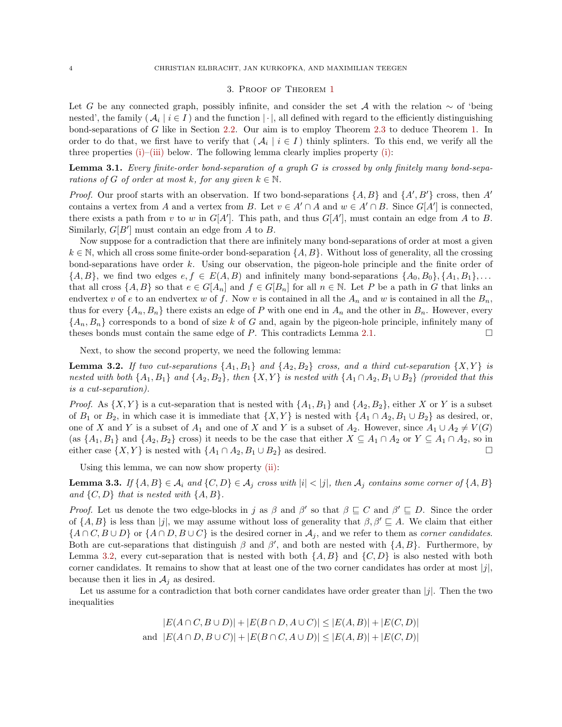## 3. Proof of Theorem 1

Let $G$ be any connected graph, possibly infinite, and consider the set $\mathcal{A}$ with the relation $\sim$ of 'being nested', the family $(\mathcal{A}_i \mid i \in I)$ and the function $|\cdot|$, all defined with regard to the efficiently distinguishing bond-separations of $G$ like in Section 2.2. Our aim is to employ Theorem 2.3 to deduce Theorem 1. In order to do that, we first have to verify that $(\mathcal{A}_i \mid i \in I)$ thinly splinters. To this end, we verify all the three properties (i)–(iii) below. The following lemma clearly implies property (i):

**Lemma 3.1.** *Every finite-order bond-separation of a graph $G$ is crossed by only finitely many bond-separations of $G$ of order at most $k$, for any given $k \in \mathbb{N}$.*

*Proof.* Our proof starts with an observation. If two bond-separations $\{A, B\}$ and $\{A', B'\}$ cross, then $A'$ contains a vertex from $A$ and a vertex from $B$. Let $v \in A' \cap A$ and $w \in A' \cap B$. Since $G[A']$ is connected, there exists a path from $v$ to $w$ in $G[A']$. This path, and thus $G[A']$, must contain an edge from $A$ to $B$. Similarly, $G[B']$ must contain an edge from $A$ to $B$.

Now suppose for a contradiction that there are infinitely many bond-separations of order at most a given $k \in \mathbb{N}$, which all cross some finite-order bond-separation $\{A, B\}$. Without loss of generality, all the crossing bond-separations have order $k$. Using our observation, the pigeon-hole principle and the finite order of $\{A, B\}$, we find two edges $e, f \in E(A, B)$ and infinitely many bond-separations $\{A_0, B_0\}, \{A_1, B_1\}, \ldots$ that all cross $\{A, B\}$ so that $e \in G[A_n]$ and $f \in G[B_n]$ for all $n \in \mathbb{N}$. Let $P$ be a path in $G$ that links an endvertex $v$ of $e$ to an endvertex $w$ of $f$. Now $v$ is contained in all the $A_n$ and $w$ is contained in all the $B_n$, thus for every $\{A_n, B_n\}$ there exists an edge of $P$ with one end in $A_n$ and the other in $B_n$. However, every $\{A_n, B_n\}$ corresponds to a bond of size $k$ of $G$ and, again by the pigeon-hole principle, infinitely many of theses bonds must contain the same edge of $P$. This contradicts Lemma 2.1. □

Next, to show the second property, we need the following lemma:

**Lemma 3.2.** *If two cut-separations $\{A_1, B_1\}$ and $\{A_2, B_2\}$ cross, and a third cut-separation $\{X, Y\}$ is nested with both $\{A_1, B_1\}$ and $\{A_2, B_2\}$, then $\{X, Y\}$ is nested with $\{A_1 \cap A_2, B_1 \cup B_2\}$ (provided that this is a cut-separation).*

*Proof.* As $\{X, Y\}$ is a cut-separation that is nested with $\{A_1, B_1\}$ and $\{A_2, B_2\}$, either $X$ or $Y$ is a subset of $B_1$ or $B_2$, in which case it is immediate that $\{X, Y\}$ is nested with $\{A_1 \cap A_2, B_1 \cup B_2\}$ as desired, or, one of $X$ and $Y$ is a subset of $A_1$ and one of $X$ and $Y$ is a subset of $A_2$. However, since $A_1 \cup A_2 \neq V(G)$ (as $\{A_1, B_1\}$ and $\{A_2, B_2\}$ cross) it needs to be the case that either $X \subseteq A_1 \cap A_2$ or $Y \subseteq A_1 \cap A_2$, so in either case $\{X, Y\}$ is nested with $\{A_1 \cap A_2, B_1 \cup B_2\}$ as desired. □

Using this lemma, we can now show property (ii):

**Lemma 3.3.** *If $\{A, B\} \in \mathcal{A}_i$ and $\{C, D\} \in \mathcal{A}_j$ cross with $|i| < |j|$, then $\mathcal{A}_j$ contains some corner of $\{A, B\}$ and $\{C, D\}$ that is nested with $\{A, B\}$.*

*Proof.* Let us denote the two edge-blocks in $j$ as $\beta$ and $\beta'$ so that $\beta \sqsubseteq C$ and $\beta' \sqsubseteq D$. Since the order of $\{A, B\}$ is less than $|j|$, we may assume without loss of generality that $\beta, \beta' \sqsubseteq A$. We claim that either $\{A \cap C, B \cup D\}$ or $\{A \cap D, B \cup C\}$ is the desired corner in $\mathcal{A}_j$, and we refer to them as *corner candidates*. Both are cut-separations that distinguish $\beta$ and $\beta'$, and both are nested with $\{A, B\}$. Furthermore, by Lemma 3.2, every cut-separation that is nested with both $\{A, B\}$ and $\{C, D\}$ is also nested with both corner candidates. It remains to show that at least one of the two corner candidates has order at most $|j|$, because then it lies in $\mathcal{A}_j$ as desired.

Let us assume for a contradiction that both corner candidates have order greater than $|j|$. Then the two inequalities

$$
\begin{aligned}
&|E(A \cap C, B \cup D)| + |E(B \cap D, A \cup C)| \leq |E(A, B)| + |E(C, D)| \\
\text{and} \quad &|E(A \cap D, B \cup C)| + |E(B \cap C, A \cup D)| \leq |E(A, B)| + |E(C, D)|
\end{aligned}
$$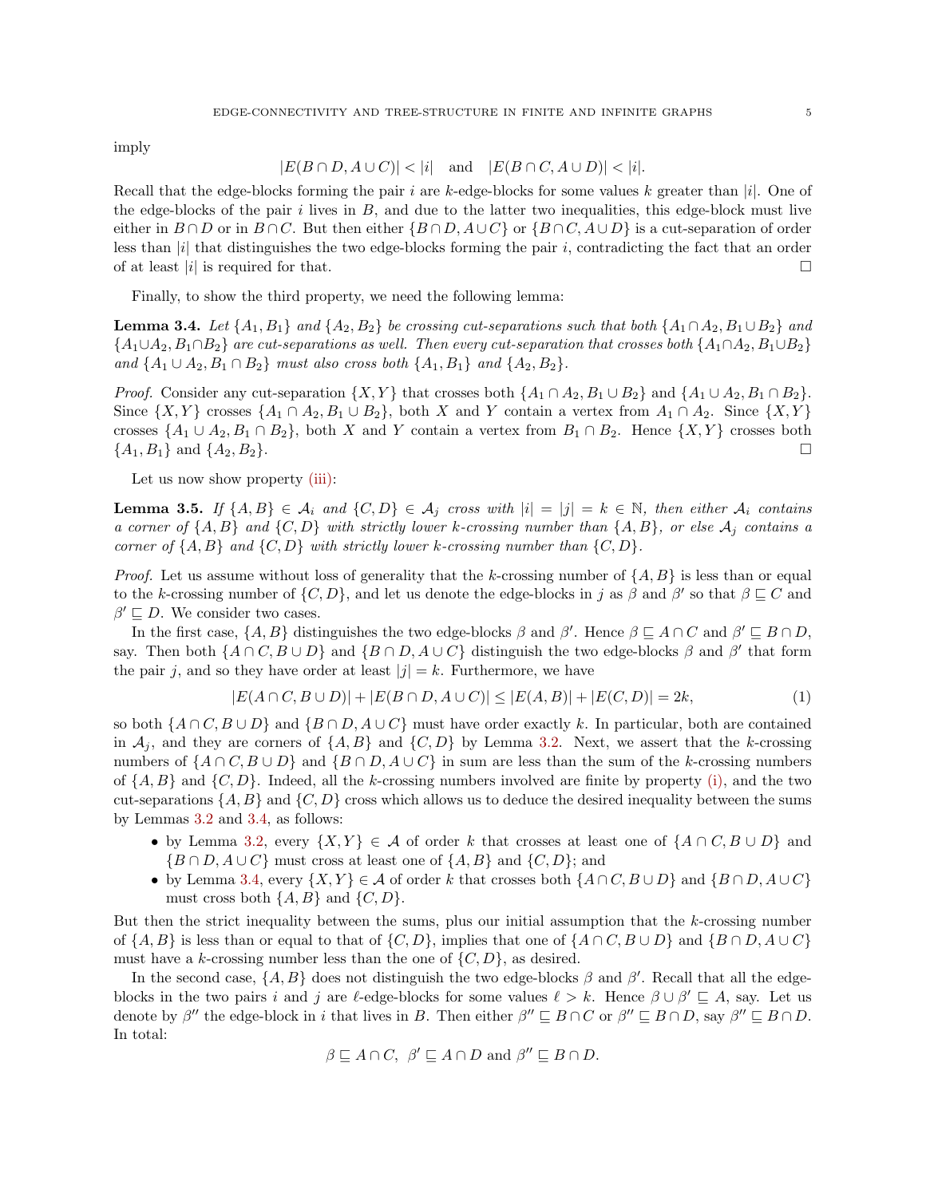imply

$$|E(B \cap D, A \cup C)| < |i| \quad \text{and} \quad |E(B \cap C, A \cup D)| < |i|.$$

Recall that the edge-blocks forming the pair $i$ are $k$-edge-blocks for some values $k$ greater than $|i|$. One of the edge-blocks of the pair $i$ lives in $B$, and due to the latter two inequalities, this edge-block must live either in $B \cap D$ or in $B \cap C$. But then either $\{B \cap D, A \cup C\}$ or $\{B \cap C, A \cup D\}$ is a cut-separation of order less than $|i|$ that distinguishes the two edge-blocks forming the pair $i$, contradicting the fact that an order of at least $|i|$ is required for that. □

Finally, to show the third property, we need the following lemma:

**Lemma 3.4.** *Let $\{A_1, B_1\}$ and $\{A_2, B_2\}$ be crossing cut-separations such that both $\{A_1 \cap A_2, B_1 \cup B_2\}$ and $\{A_1 \cup A_2, B_1 \cap B_2\}$ are cut-separations as well. Then every cut-separation that crosses both $\{A_1 \cap A_2, B_1 \cup B_2\}$ and $\{A_1 \cup A_2, B_1 \cap B_2\}$ must also cross both $\{A_1, B_1\}$ and $\{A_2, B_2\}$.*

*Proof.* Consider any cut-separation $\{X, Y\}$ that crosses both $\{A_1 \cap A_2, B_1 \cup B_2\}$ and $\{A_1 \cup A_2, B_1 \cap B_2\}$. Since $\{X, Y\}$ crosses $\{A_1 \cap A_2, B_1 \cup B_2\}$, both $X$ and $Y$ contain a vertex from $A_1 \cap A_2$. Since $\{X, Y\}$ crosses $\{A_1 \cup A_2, B_1 \cap B_2\}$, both $X$ and $Y$ contain a vertex from $B_1 \cap B_2$. Hence $\{X, Y\}$ crosses both $\{A_1, B_1\}$ and $\{A_2, B_2\}$. □

Let us now show property (iii):

**Lemma 3.5.** *If $\{A, B\} \in \mathcal{A}_i$ and $\{C, D\} \in \mathcal{A}_j$ cross with $|i| = |j| = k \in \mathbb{N}$, then either $\mathcal{A}_i$ contains a corner of $\{A, B\}$ and $\{C, D\}$ with strictly lower $k$-crossing number than $\{A, B\}$, or else $\mathcal{A}_j$ contains a corner of $\{A, B\}$ and $\{C, D\}$ with strictly lower $k$-crossing number than $\{C, D\}$.*

*Proof.* Let us assume without loss of generality that the $k$-crossing number of $\{A, B\}$ is less than or equal to the $k$-crossing number of $\{C, D\}$, and let us denote the edge-blocks in $j$ as $\beta$ and $\beta'$ so that $\beta \sqsubseteq C$ and $\beta' \sqsubseteq D$. We consider two cases.

In the first case, $\{A, B\}$ distinguishes the two edge-blocks $\beta$ and $\beta'$. Hence $\beta \sqsubseteq A \cap C$ and $\beta' \sqsubseteq B \cap D$, say. Then both $\{A \cap C, B \cup D\}$ and $\{B \cap D, A \cup C\}$ distinguish the two edge-blocks $\beta$ and $\beta'$ that form the pair $j$, and so they have order at least $|j| = k$. Furthermore, we have

$$|E(A \cap C, B \cup D)| + |E(B \cap D, A \cup C)| \leq |E(A, B)| + |E(C, D)| = 2k, \tag{1}$$

so both $\{A \cap C, B \cup D\}$ and $\{B \cap D, A \cup C\}$ must have order exactly $k$. In particular, both are contained in $\mathcal{A}_j$, and they are corners of $\{A, B\}$ and $\{C, D\}$ by Lemma 3.2. Next, we assert that the $k$-crossing numbers of $\{A \cap C, B \cup D\}$ and $\{B \cap D, A \cup C\}$ in sum are less than the sum of the $k$-crossing numbers of $\{A, B\}$ and $\{C, D\}$. Indeed, all the $k$-crossing numbers involved are finite by property (i), and the two cut-separations $\{A, B\}$ and $\{C, D\}$ cross which allows us to deduce the desired inequality between the sums by Lemmas 3.2 and 3.4, as follows:

- by Lemma 3.2, every $\{X, Y\} \in \mathcal{A}$ of order $k$ that crosses at least one of $\{A \cap C, B \cup D\}$ and $\{B \cap D, A \cup C\}$ must cross at least one of $\{A, B\}$ and $\{C, D\}$; and
- by Lemma 3.4, every $\{X, Y\} \in \mathcal{A}$ of order $k$ that crosses both $\{A \cap C, B \cup D\}$ and $\{B \cap D, A \cup C\}$ must cross both $\{A, B\}$ and $\{C, D\}$.

But then the strict inequality between the sums, plus our initial assumption that the $k$-crossing number of $\{A, B\}$ is less than or equal to that of $\{C, D\}$, implies that one of $\{A \cap C, B \cup D\}$ and $\{B \cap D, A \cup C\}$ must have a $k$-crossing number less than the one of $\{C, D\}$, as desired.

In the second case, $\{A, B\}$ does not distinguish the two edge-blocks $\beta$ and $\beta'$. Recall that all the edge-blocks in the two pairs $i$ and $j$ are $\ell$-edge-blocks for some values $\ell > k$. Hence $\beta \cup \beta' \sqsubseteq A$, say. Let us denote by $\beta''$ the edge-block in $i$ that lives in $B$. Then either $\beta'' \sqsubseteq B \cap C$ or $\beta'' \sqsubseteq B \cap D$, say $\beta'' \sqsubseteq B \cap D$. In total:

$$\beta \sqsubseteq A \cap C, \;\; \beta' \sqsubseteq A \cap D \text{ and } \beta'' \sqsubseteq B \cap D.$$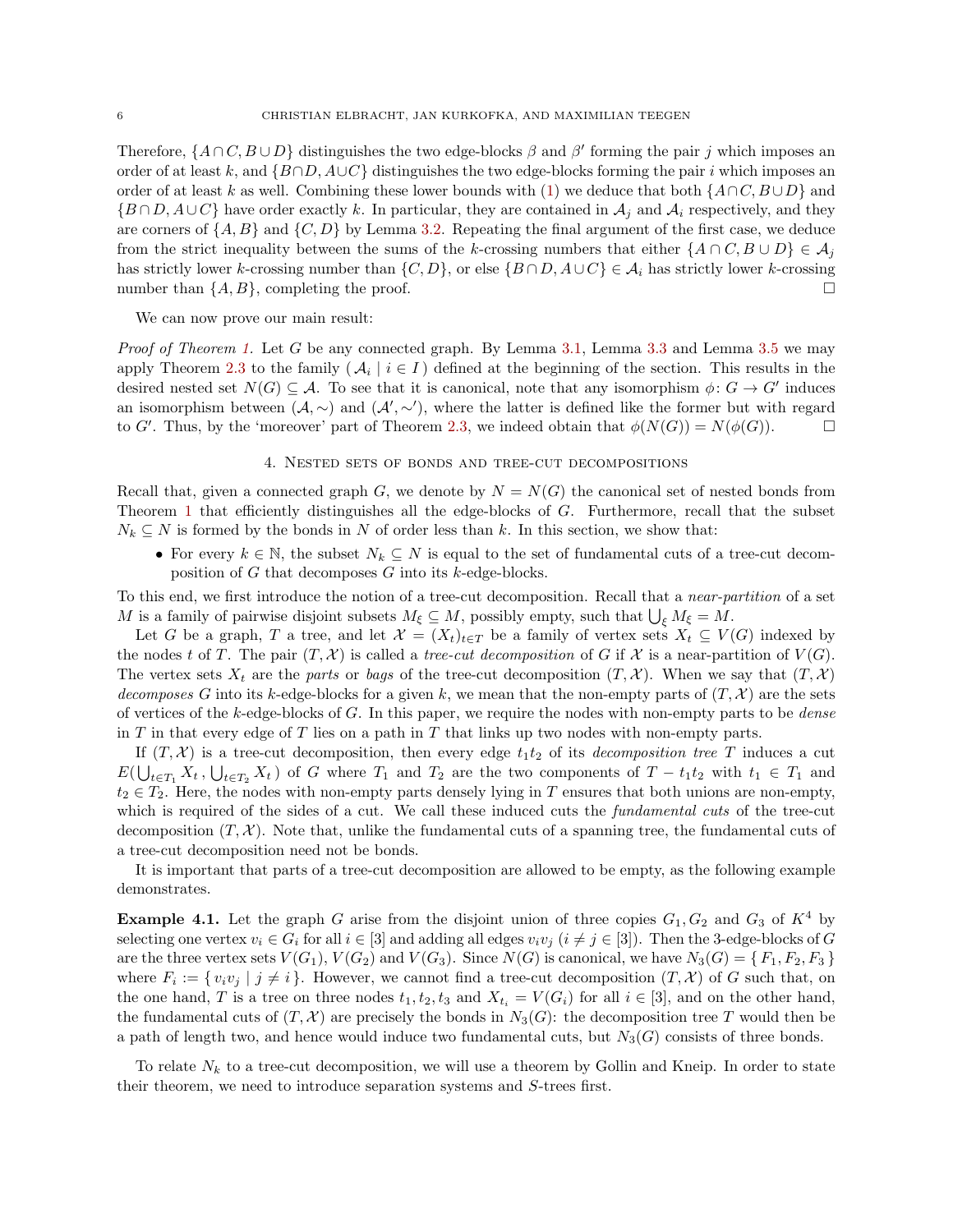Therefore, $\{A \cap C, B \cup D\}$ distinguishes the two edge-blocks $\beta$ and $\beta'$ forming the pair $j$ which imposes an order of at least $k$, and $\{B \cap D, A \cup C\}$ distinguishes the two edge-blocks forming the pair $i$ which imposes an order of at least $k$ as well. Combining these lower bounds with (1) we deduce that both $\{A \cap C, B \cup D\}$ and $\{B \cap D, A \cup C\}$ have order exactly $k$. In particular, they are contained in $\mathcal{A}_j$ and $\mathcal{A}_i$ respectively, and they are corners of $\{A, B\}$ and $\{C, D\}$ by Lemma 3.2. Repeating the final argument of the first case, we deduce from the strict inequality between the sums of the $k$-crossing numbers that either $\{A \cap C, B \cup D\} \in \mathcal{A}_j$ has strictly lower $k$-crossing number than $\{C, D\}$, or else $\{B \cap D, A \cup C\} \in \mathcal{A}_i$ has strictly lower $k$-crossing number than $\{A, B\}$, completing the proof. □

We can now prove our main result:

*Proof of Theorem 1.* Let $G$ be any connected graph. By Lemma 3.1, Lemma 3.3 and Lemma 3.5 we may apply Theorem 2.3 to the family $(\, \mathcal{A}_i \mid i \in I \,)$ defined at the beginning of the section. This results in the desired nested set $N(G) \subseteq \mathcal{A}$. To see that it is canonical, note that any isomorphism $\phi\colon G \to G'$ induces an isomorphism between $(\mathcal{A}, \sim)$ and $(\mathcal{A}', \sim')$, where the latter is defined like the former but with regard to $G'$. Thus, by the 'moreover' part of Theorem 2.3, we indeed obtain that $\phi(N(G)) = N(\phi(G))$. □

## 4. Nested sets of bonds and tree-cut decompositions

Recall that, given a connected graph $G$, we denote by $N = N(G)$ the canonical set of nested bonds from Theorem 1 that efficiently distinguishes all the edge-blocks of $G$. Furthermore, recall that the subset $N_k \subseteq N$ is formed by the bonds in $N$ of order less than $k$. In this section, we show that:

- For every $k \in \mathbb{N}$, the subset $N_k \subseteq N$ is equal to the set of fundamental cuts of a tree-cut decomposition of $G$ that decomposes $G$ into its $k$-edge-blocks.

To this end, we first introduce the notion of a tree-cut decomposition. Recall that a *near-partition* of a set $M$ is a family of pairwise disjoint subsets $M_\xi \subseteq M$, possibly empty, such that $\bigcup_\xi M_\xi = M$.

Let $G$ be a graph, $T$ a tree, and let $\mathcal{X} = (X_t)_{t \in T}$ be a family of vertex sets $X_t \subseteq V(G)$ indexed by the nodes $t$ of $T$. The pair $(T, \mathcal{X})$ is called a *tree-cut decomposition* of $G$ if $\mathcal{X}$ is a near-partition of $V(G)$. The vertex sets $X_t$ are the *parts* or *bags* of the tree-cut decomposition $(T, \mathcal{X})$. When we say that $(T, \mathcal{X})$ *decomposes* $G$ into its $k$-edge-blocks for a given $k$, we mean that the non-empty parts of $(T, \mathcal{X})$ are the sets of vertices of the $k$-edge-blocks of $G$. In this paper, we require the nodes with non-empty parts to be *dense* in $T$ in that every edge of $T$ lies on a path in $T$ that links up two nodes with non-empty parts.

If $(T, \mathcal{X})$ is a tree-cut decomposition, then every edge $t_1t_2$ of its *decomposition tree* $T$ induces a cut $E(\bigcup_{t \in T_1} X_t \,, \bigcup_{t \in T_2} X_t\,)$ of $G$ where $T_1$ and $T_2$ are the two components of $T - t_1t_2$ with $t_1 \in T_1$ and $t_2 \in T_2$. Here, the nodes with non-empty parts densely lying in $T$ ensures that both unions are non-empty, which is required of the sides of a cut. We call these induced cuts the *fundamental cuts* of the tree-cut decomposition $(T, \mathcal{X})$. Note that, unlike the fundamental cuts of a spanning tree, the fundamental cuts of a tree-cut decomposition need not be bonds.

It is important that parts of a tree-cut decomposition are allowed to be empty, as the following example demonstrates.

**Example 4.1.** Let the graph $G$ arise from the disjoint union of three copies $G_1, G_2$ and $G_3$ of $K^4$ by selecting one vertex $v_i \in G_i$ for all $i \in [3]$ and adding all edges $v_iv_j$ ($i \neq j \in [3]$). Then the 3-edge-blocks of $G$ are the three vertex sets $V(G_1)$, $V(G_2)$ and $V(G_3)$. Since $N(G)$ is canonical, we have $N_3(G) = \{\, F_1, F_2, F_3 \,\}$ where $F_i := \{\, v_iv_j \mid j \neq i \,\}$. However, we cannot find a tree-cut decomposition $(T, \mathcal{X})$ of $G$ such that, on the one hand, $T$ is a tree on three nodes $t_1, t_2, t_3$ and $X_{t_i} = V(G_i)$ for all $i \in [3]$, and on the other hand, the fundamental cuts of $(T, \mathcal{X})$ are precisely the bonds in $N_3(G)$: the decomposition tree $T$ would then be a path of length two, and hence would induce two fundamental cuts, but $N_3(G)$ consists of three bonds.

To relate $N_k$ to a tree-cut decomposition, we will use a theorem by Gollin and Kneip. In order to state their theorem, we need to introduce separation systems and $S$-trees first.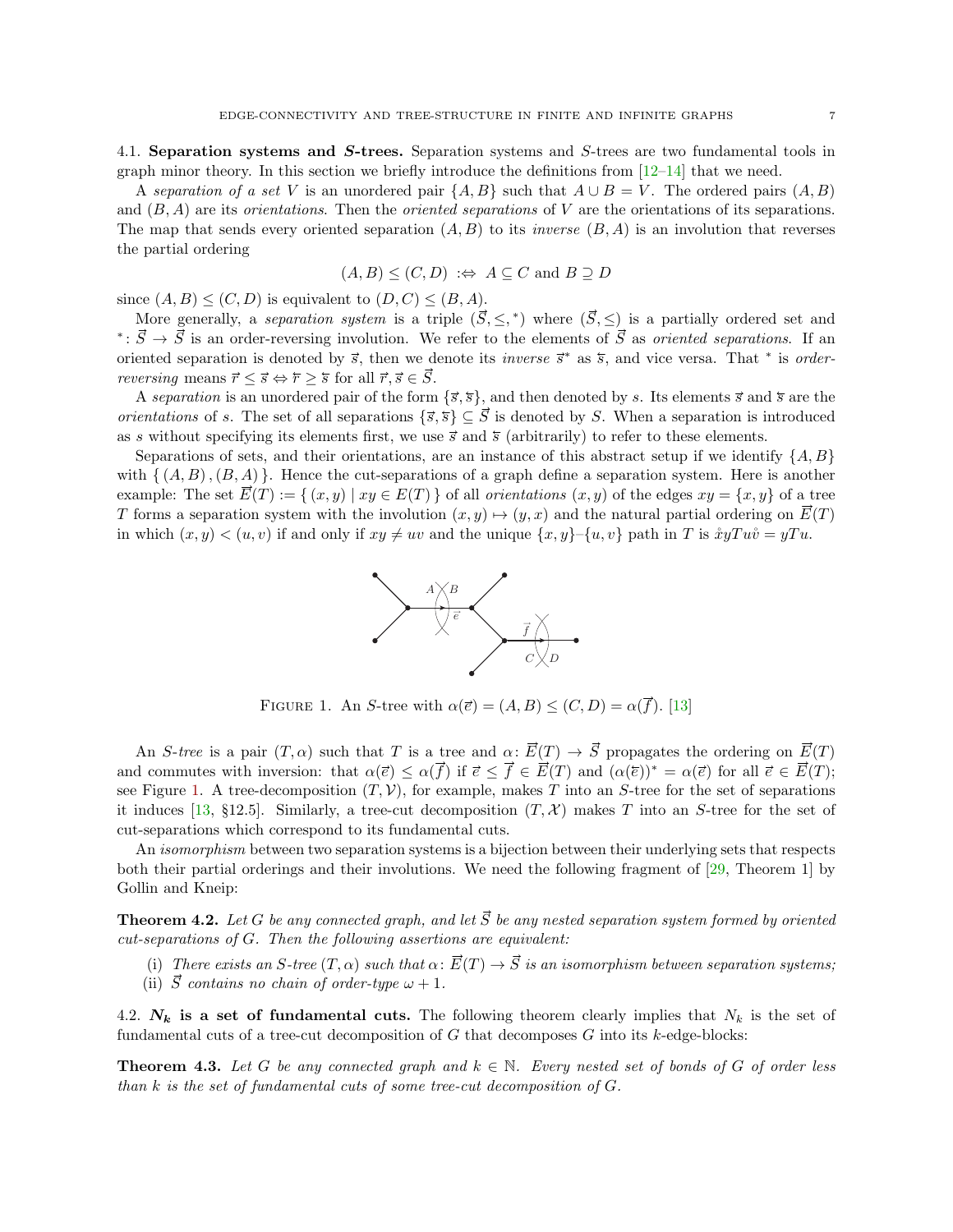4.1. **Separation systems and $S$-trees.** Separation systems and $S$-trees are two fundamental tools in graph minor theory. In this section we briefly introduce the definitions from [12–14] that we need.

A *separation of a set* $V$ is an unordered pair $\{A, B\}$ such that $A \cup B = V$. The ordered pairs $(A, B)$ and $(B, A)$ are its *orientations*. Then the *oriented separations* of $V$ are the orientations of its separations. The map that sends every oriented separation $(A, B)$ to its *inverse* $(B, A)$ is an involution that reverses the partial ordering

$$(A, B) \leq (C, D) \;:\Leftrightarrow\; A \subseteq C \text{ and } B \supseteq D$$

since $(A, B) \leq (C, D)$ is equivalent to $(D, C) \leq (B, A)$.

More generally, a *separation system* is a triple $(\vec{S}, \leq, {}^*)$ where $(\vec{S}, \leq)$ is a partially ordered set and ${}^*\colon \vec{S} \to \vec{S}$ is an order-reversing involution. We refer to the elements of $\vec{S}$ as *oriented separations*. If an oriented separation is denoted by $\vec{s}$, then we denote its *inverse* $\vec{s}^*$ as $\overleftarrow{s}$, and vice versa. That ${}^*$ is *order-reversing* means $\vec{r} \leq \vec{s} \Leftrightarrow \overleftarrow{r} \geq \overleftarrow{s}$ for all $\vec{r}, \vec{s} \in \vec{S}$.

A *separation* is an unordered pair of the form $\{\vec{s}, \overleftarrow{s}\}$, and then denoted by $s$. Its elements $\vec{s}$ and $\overleftarrow{s}$ are the *orientations* of $s$. The set of all separations $\{\vec{s}, \overleftarrow{s}\} \subseteq \vec{S}$ is denoted by $S$. When a separation is introduced as $s$ without specifying its elements first, we use $\vec{s}$ and $\overleftarrow{s}$ (arbitrarily) to refer to these elements.

Separations of sets, and their orientations, are an instance of this abstract setup if we identify $\{A, B\}$ with $\{\,(A, B), (B, A)\,\}$. Hence the cut-separations of a graph define a separation system. Here is another example: The set $\vec{E}(T) := \{\,(x, y) \mid xy \in E(T)\,\}$ of all *orientations* $(x, y)$ of the edges $xy = \{x, y\}$ of a tree $T$ forms a separation system with the involution $(x, y) \mapsto (y, x)$ and the natural partial ordering on $\vec{E}(T)$ in which $(x, y) < (u, v)$ if and only if $xy \neq uv$ and the unique $\{x, y\}$–$\{u, v\}$ path in $T$ is $\mathring{x}yTu\mathring{v} = yTu$.

FIGURE 1. An $S$-tree with $\alpha(\vec{e}) = (A, B) \leq (C, D) = \alpha(\vec{f})$. [13]

An *$S$-tree* is a pair $(T, \alpha)$ such that $T$ is a tree and $\alpha\colon \vec{E}(T) \to \vec{S}$ propagates the ordering on $\vec{E}(T)$ and commutes with inversion: that $\alpha(\vec{e}) \leq \alpha(\vec{f})$ if $\vec{e} \leq \vec{f} \in \vec{E}(T)$ and $(\alpha(\vec{e}))^* = \alpha(\overleftarrow{e})$ for all $\vec{e} \in \vec{E}(T)$; see Figure 1. A tree-decomposition $(T, \mathcal{V})$, for example, makes $T$ into an $S$-tree for the set of separations it induces [13, §12.5]. Similarly, a tree-cut decomposition $(T, \mathcal{X})$ makes $T$ into an $S$-tree for the set of cut-separations which correspond to its fundamental cuts.

An *isomorphism* between two separation systems is a bijection between their underlying sets that respects both their partial orderings and their involutions. We need the following fragment of [29, Theorem 1] by Gollin and Kneip:

**Theorem 4.2.** *Let $G$ be any connected graph, and let $\vec{S}$ be any nested separation system formed by oriented cut-separations of $G$. Then the following assertions are equivalent:*

- (i) *There exists an $S$-tree $(T, \alpha)$ such that $\alpha\colon \vec{E}(T) \to \vec{S}$ is an isomorphism between separation systems;*
- (ii) *$\vec{S}$ contains no chain of order-type $\omega + 1$.*

4.2. **$N_k$ is a set of fundamental cuts.** The following theorem clearly implies that $N_k$ is the set of fundamental cuts of a tree-cut decomposition of $G$ that decomposes $G$ into its $k$-edge-blocks:

**Theorem 4.3.** *Let $G$ be any connected graph and $k \in \mathbb{N}$. Every nested set of bonds of $G$ of order less than $k$ is the set of fundamental cuts of some tree-cut decomposition of $G$.*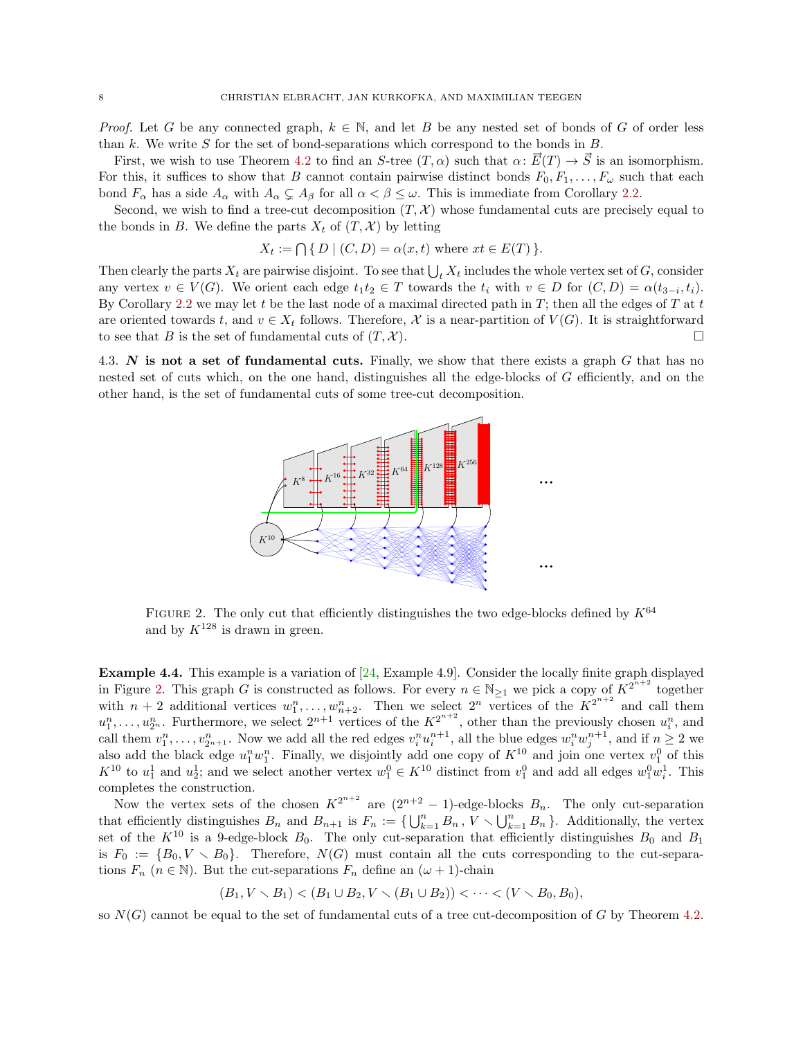*Proof.* Let $G$ be any connected graph, $k \in \mathbb{N}$, and let $B$ be any nested set of bonds of $G$ of order less than $k$. We write $S$ for the set of bond-separations which correspond to the bonds in $B$.

First, we wish to use Theorem 4.2 to find an $S$-tree $(T, \alpha)$ such that $\alpha\colon \vec{E}(T) \to \vec{S}$ is an isomorphism. For this, it suffices to show that $B$ cannot contain pairwise distinct bonds $F_0, F_1, \ldots, F_\omega$ such that each bond $F_\alpha$ has a side $A_\alpha$ with $A_\alpha \subsetneq A_\beta$ for all $\alpha < \beta \leq \omega$. This is immediate from Corollary 2.2.

Second, we wish to find a tree-cut decomposition $(T, \mathcal{X})$ whose fundamental cuts are precisely equal to the bonds in $B$. We define the parts $X_t$ of $(T, \mathcal{X})$ by letting

$$X_t := \bigcap \{\, D \mid (C, D) = \alpha(x, t) \text{ where } xt \in E(T) \,\}.$$

Then clearly the parts $X_t$ are pairwise disjoint. To see that $\bigcup_t X_t$ includes the whole vertex set of $G$, consider any vertex $v \in V(G)$. We orient each edge $t_1 t_2 \in T$ towards the $t_i$ with $v \in D$ for $(C, D) = \alpha(t_{3-i}, t_i)$. By Corollary 2.2 we may let $t$ be the last node of a maximal directed path in $T$; then all the edges of $T$ at $t$ are oriented towards $t$, and $v \in X_t$ follows. Therefore, $\mathcal{X}$ is a near-partition of $V(G)$. It is straightforward to see that $B$ is the set of fundamental cuts of $(T, \mathcal{X})$. $\square$

4.3. ***N* is not a set of fundamental cuts.** Finally, we show that there exists a graph $G$ that has no nested set of cuts which, on the one hand, distinguishes all the edge-blocks of $G$ efficiently, and on the other hand, is the set of fundamental cuts of some tree-cut decomposition.

Figure 2. The only cut that efficiently distinguishes the two edge-blocks defined by $K^{64}$ and by $K^{128}$ is drawn in green.

**Example 4.4.** This example is a variation of [24, Example 4.9]. Consider the locally finite graph displayed in Figure 2. This graph $G$ is constructed as follows. For every $n \in \mathbb{N}_{\geq 1}$ we pick a copy of $K^{2^{n+2}}$ together with $n+2$ additional vertices $w_1^n, \ldots, w_{n+2}^n$. Then we select $2^n$ vertices of the $K^{2^{n+2}}$ and call them $u_1^n, \ldots, u_{2^n}^n$. Furthermore, we select $2^{n+1}$ vertices of the $K^{2^{n+2}}$, other than the previously chosen $u_i^n$, and call them $v_1^n, \ldots, v_{2^{n+1}}^n$. Now we add all the red edges $v_i^n u_i^{n+1}$, all the blue edges $w_i^n w_j^{n+1}$, and if $n \geq 2$ we also add the black edge $u_1^n w_1^n$. Finally, we disjointly add one copy of $K^{10}$ and join one vertex $v_1^0$ of this $K^{10}$ to $u_1^1$ and $u_2^1$; and we select another vertex $w_1^0 \in K^{10}$ distinct from $v_1^0$ and add all edges $w_1^0 w_i^1$. This completes the construction.

Now the vertex sets of the chosen $K^{2^{n+2}}$ are $(2^{n+2}-1)$-edge-blocks $B_n$. The only cut-separation that efficiently distinguishes $B_n$ and $B_{n+1}$ is $F_n := \{\bigcup_{k=1}^n B_n\,,\, V \smallsetminus \bigcup_{k=1}^n B_n\,\}$. Additionally, the vertex set of the $K^{10}$ is a 9-edge-block $B_0$. The only cut-separation that efficiently distinguishes $B_0$ and $B_1$ is $F_0 := \{B_0, V \smallsetminus B_0\}$. Therefore, $N(G)$ must contain all the cuts corresponding to the cut-separations $F_n$ $(n \in \mathbb{N})$. But the cut-separations $F_n$ define an $(\omega+1)$-chain

$$(B_1, V \smallsetminus B_1) < (B_1 \cup B_2, V \smallsetminus (B_1 \cup B_2)) < \cdots < (V \smallsetminus B_0, B_0),$$

so $N(G)$ cannot be equal to the set of fundamental cuts of a tree cut-decomposition of $G$ by Theorem 4.2.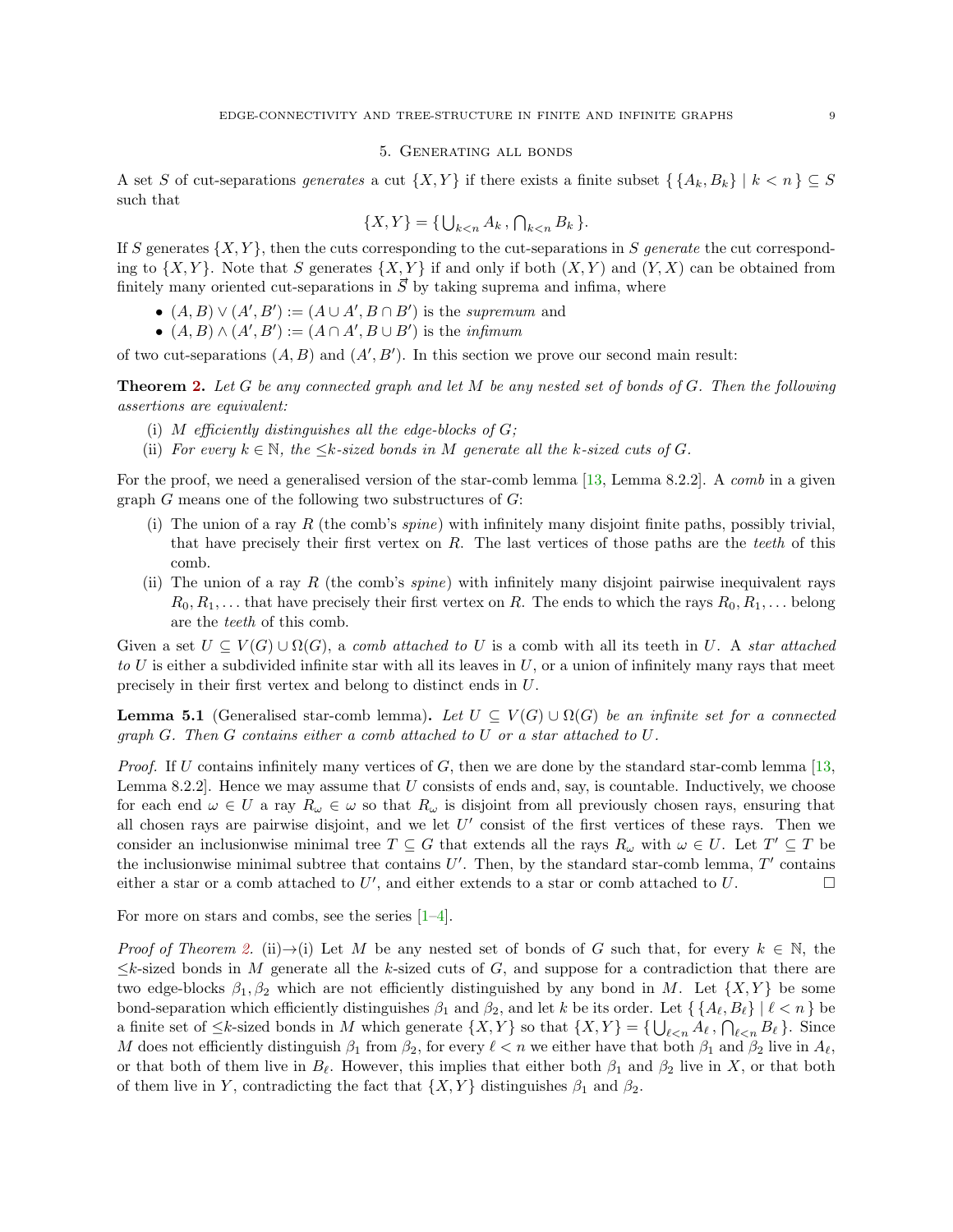## 5. Generating all bonds

A set $S$ of cut-separations *generates* a cut $\{X, Y\}$ if there exists a finite subset $\{\,\{A_k, B_k\} \mid k < n\,\} \subseteq S$ such that

$$\{X, Y\} = \{\,\bigcup_{k<n} A_k\,,\, \bigcap_{k<n} B_k\,\}.$$

If $S$ generates $\{X, Y\}$, then the cuts corresponding to the cut-separations in $S$ *generate* the cut corresponding to $\{X, Y\}$. Note that $S$ generates $\{X, Y\}$ if and only if both $(X, Y)$ and $(Y, X)$ can be obtained from finitely many oriented cut-separations in $\vec{S}$ by taking suprema and infima, where

- $(A, B) \vee (A', B') := (A \cup A', B \cap B')$ is the *supremum* and
- $(A, B) \wedge (A', B') := (A \cap A', B \cup B')$ is the *infimum*

of two cut-separations $(A, B)$ and $(A', B')$. In this section we prove our second main result:

**Theorem 2.** *Let $G$ be any connected graph and let $M$ be any nested set of bonds of $G$. Then the following assertions are equivalent:*

(i) *$M$ efficiently distinguishes all the edge-blocks of $G$;*
(ii) *For every $k \in \mathbb{N}$, the $\leq k$-sized bonds in $M$ generate all the $k$-sized cuts of $G$.*

For the proof, we need a generalised version of the star-comb lemma [13, Lemma 8.2.2]. A *comb* in a given graph $G$ means one of the following two substructures of $G$:

(i) The union of a ray $R$ (the comb's *spine*) with infinitely many disjoint finite paths, possibly trivial, that have precisely their first vertex on $R$. The last vertices of those paths are the *teeth* of this comb.
(ii) The union of a ray $R$ (the comb's *spine*) with infinitely many disjoint pairwise inequivalent rays $R_0, R_1, \ldots$ that have precisely their first vertex on $R$. The ends to which the rays $R_0, R_1, \ldots$ belong are the *teeth* of this comb.

Given a set $U \subseteq V(G) \cup \Omega(G)$, a *comb attached to* $U$ is a comb with all its teeth in $U$. A *star attached to* $U$ is either a subdivided infinite star with all its leaves in $U$, or a union of infinitely many rays that meet precisely in their first vertex and belong to distinct ends in $U$.

**Lemma 5.1** (Generalised star-comb lemma)**.** *Let $U \subseteq V(G) \cup \Omega(G)$ be an infinite set for a connected graph $G$. Then $G$ contains either a comb attached to $U$ or a star attached to $U$.*

*Proof.* If $U$ contains infinitely many vertices of $G$, then we are done by the standard star-comb lemma [13, Lemma 8.2.2]. Hence we may assume that $U$ consists of ends and, say, is countable. Inductively, we choose for each end $\omega \in U$ a ray $R_\omega \in \omega$ so that $R_\omega$ is disjoint from all previously chosen rays, ensuring that all chosen rays are pairwise disjoint, and we let $U'$ consist of the first vertices of these rays. Then we consider an inclusionwise minimal tree $T \subseteq G$ that extends all the rays $R_\omega$ with $\omega \in U$. Let $T' \subseteq T$ be the inclusionwise minimal subtree that contains $U'$. Then, by the standard star-comb lemma, $T'$ contains either a star or a comb attached to $U'$, and either extends to a star or comb attached to $U$. □

For more on stars and combs, see the series [1–4].

*Proof of Theorem 2.* (ii)→(i) Let $M$ be any nested set of bonds of $G$ such that, for every $k \in \mathbb{N}$, the $\leq k$-sized bonds in $M$ generate all the $k$-sized cuts of $G$, and suppose for a contradiction that there are two edge-blocks $\beta_1, \beta_2$ which are not efficiently distinguished by any bond in $M$. Let $\{X, Y\}$ be some bond-separation which efficiently distinguishes $\beta_1$ and $\beta_2$, and let $k$ be its order. Let $\{\,\{A_\ell, B_\ell\} \mid \ell < n\,\}$ be a finite set of $\leq k$-sized bonds in $M$ which generate $\{X, Y\}$ so that $\{X, Y\} = \{\,\bigcup_{\ell<n} A_\ell\,,\, \bigcap_{\ell<n} B_\ell\,\}$. Since $M$ does not efficiently distinguish $\beta_1$ from $\beta_2$, for every $\ell < n$ we either have that both $\beta_1$ and $\beta_2$ live in $A_\ell$, or that both of them live in $B_\ell$. However, this implies that either both $\beta_1$ and $\beta_2$ live in $X$, or that both of them live in $Y$, contradicting the fact that $\{X, Y\}$ distinguishes $\beta_1$ and $\beta_2$.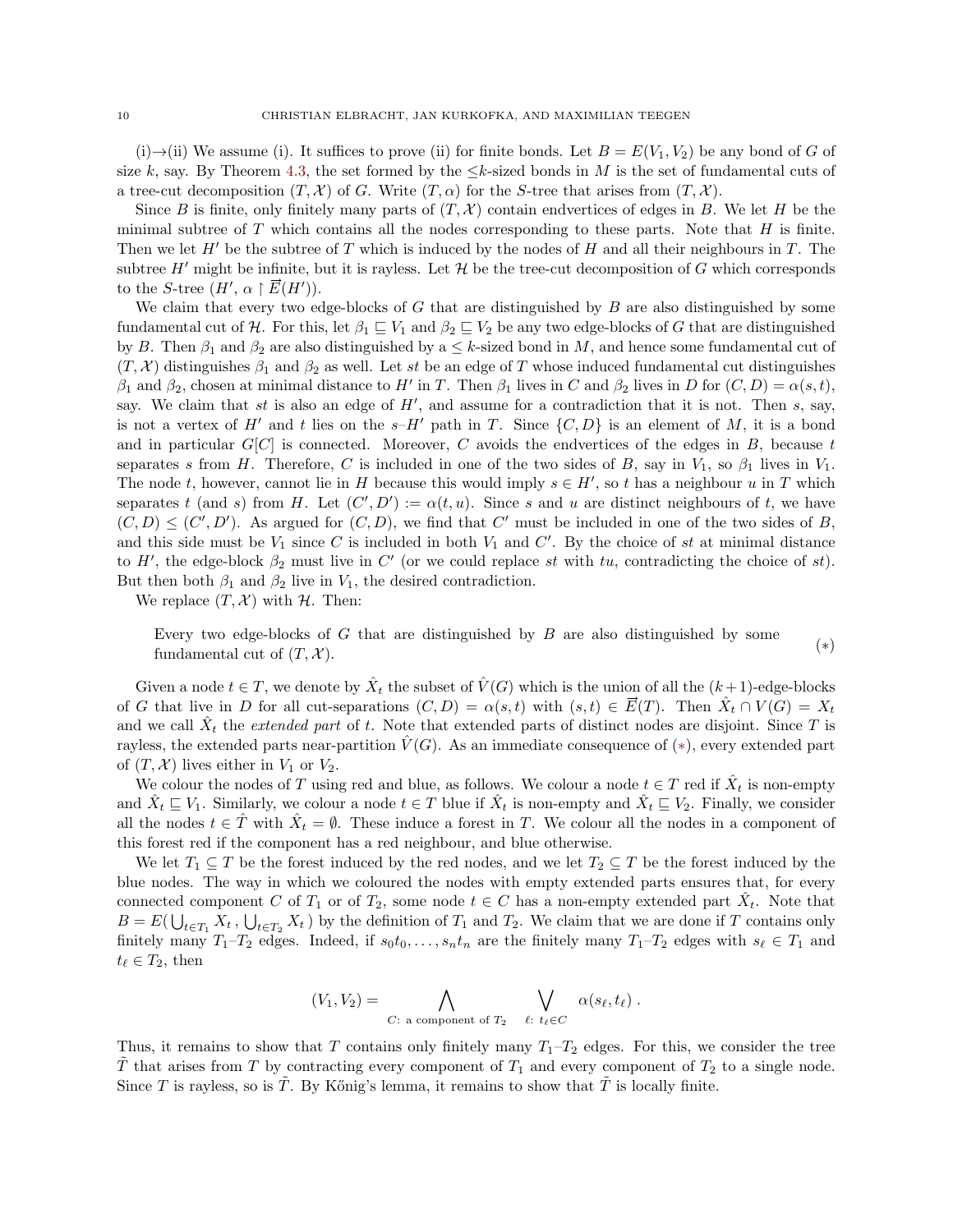(i)→(ii) We assume (i). It suffices to prove (ii) for finite bonds. Let $B = E(V_1, V_2)$ be any bond of $G$ of size $k$, say. By Theorem 4.3, the set formed by the $\leq k$-sized bonds in $M$ is the set of fundamental cuts of a tree-cut decomposition $(T, \mathcal{X})$ of $G$. Write $(T, \alpha)$ for the $S$-tree that arises from $(T, \mathcal{X})$.

Since $B$ is finite, only finitely many parts of $(T, \mathcal{X})$ contain endvertices of edges in $B$. We let $H$ be the minimal subtree of $T$ which contains all the nodes corresponding to these parts. Note that $H$ is finite. Then we let $H'$ be the subtree of $T$ which is induced by the nodes of $H$ and all their neighbours in $T$. The subtree $H'$ might be infinite, but it is rayless. Let $\mathcal{H}$ be the tree-cut decomposition of $G$ which corresponds to the $S$-tree $(H', \alpha \restriction \vec{E}(H'))$.

We claim that every two edge-blocks of $G$ that are distinguished by $B$ are also distinguished by some fundamental cut of $\mathcal{H}$. For this, let $\beta_1 \sqsubseteq V_1$ and $\beta_2 \sqsubseteq V_2$ be any two edge-blocks of $G$ that are distinguished by $B$. Then $\beta_1$ and $\beta_2$ are also distinguished by a $\leq k$-sized bond in $M$, and hence some fundamental cut of $(T, \mathcal{X})$ distinguishes $\beta_1$ and $\beta_2$ as well. Let $st$ be an edge of $T$ whose induced fundamental cut distinguishes $\beta_1$ and $\beta_2$, chosen at minimal distance to $H'$ in $T$. Then $\beta_1$ lives in $C$ and $\beta_2$ lives in $D$ for $(C, D) = \alpha(s, t)$, say. We claim that $st$ is also an edge of $H'$, and assume for a contradiction that it is not. Then $s$, say, is not a vertex of $H'$ and $t$ lies on the $s$–$H'$ path in $T$. Since $\{C, D\}$ is an element of $M$, it is a bond and in particular $G[C]$ is connected. Moreover, $C$ avoids the endvertices of the edges in $B$, because $t$ separates $s$ from $H$. Therefore, $C$ is included in one of the two sides of $B$, say in $V_1$, so $\beta_1$ lives in $V_1$. The node $t$, however, cannot lie in $H$ because this would imply $s \in H'$, so $t$ has a neighbour $u$ in $T$ which separates $t$ (and $s$) from $H$. Let $(C', D') := \alpha(t, u)$. Since $s$ and $u$ are distinct neighbours of $t$, we have $(C, D) \leq (C', D')$. As argued for $(C, D)$, we find that $C'$ must be included in one of the two sides of $B$, and this side must be $V_1$ since $C$ is included in both $V_1$ and $C'$. By the choice of $st$ at minimal distance to $H'$, the edge-block $\beta_2$ must live in $C'$ (or we could replace $st$ with $tu$, contradicting the choice of $st$). But then both $\beta_1$ and $\beta_2$ live in $V_1$, the desired contradiction.

We replace $(T, \mathcal{X})$ with $\mathcal{H}$. Then:

> Every two edge-blocks of $G$ that are distinguished by $B$ are also distinguished by some fundamental cut of $(T, \mathcal{X})$. $(*)$

Given a node $t \in T$, we denote by $\hat{X}_t$ the subset of $\hat{V}(G)$ which is the union of all the $(k+1)$-edge-blocks of $G$ that live in $D$ for all cut-separations $(C, D) = \alpha(s, t)$ with $(s, t) \in \vec{E}(T)$. Then $\hat{X}_t \cap V(G) = X_t$ and we call $\hat{X}_t$ the *extended part* of $t$. Note that extended parts of distinct nodes are disjoint. Since $T$ is rayless, the extended parts near-partition $\hat{V}(G)$. As an immediate consequence of $(*)$, every extended part of $(T, \mathcal{X})$ lives either in $V_1$ or $V_2$.

We colour the nodes of $T$ using red and blue, as follows. We colour a node $t \in T$ red if $\hat{X}_t$ is non-empty and $\hat{X}_t \sqsubseteq V_1$. Similarly, we colour a node $t \in T$ blue if $\hat{X}_t$ is non-empty and $\hat{X}_t \sqsubseteq V_2$. Finally, we consider all the nodes $t \in \hat{T}$ with $\hat{X}_t = \emptyset$. These induce a forest in $T$. We colour all the nodes in a component of this forest red if the component has a red neighbour, and blue otherwise.

We let $T_1 \subseteq T$ be the forest induced by the red nodes, and we let $T_2 \subseteq T$ be the forest induced by the blue nodes. The way in which we coloured the nodes with empty extended parts ensures that, for every connected component $C$ of $T_1$ or of $T_2$, some node $t \in C$ has a non-empty extended part $\hat{X}_t$. Note that $B = E(\bigcup_{t \in T_1} X_t, \bigcup_{t \in T_2} X_t)$ by the definition of $T_1$ and $T_2$. We claim that we are done if $T$ contains only finitely many $T_1$–$T_2$ edges. Indeed, if $s_0t_0, \ldots, s_nt_n$ are the finitely many $T_1$–$T_2$ edges with $s_\ell \in T_1$ and $t_\ell \in T_2$, then

$$(V_1, V_2) = \bigwedge_{C\colon \text{ a component of } T_2} \; \bigvee_{\ell\colon\, t_\ell \in C} \alpha(s_\ell, t_\ell)\,.$$

Thus, it remains to show that $T$ contains only finitely many $T_1$–$T_2$ edges. For this, we consider the tree $\tilde{T}$ that arises from $T$ by contracting every component of $T_1$ and every component of $T_2$ to a single node. Since $T$ is rayless, so is $\tilde{T}$. By Kőnig's lemma, it remains to show that $\tilde{T}$ is locally finite.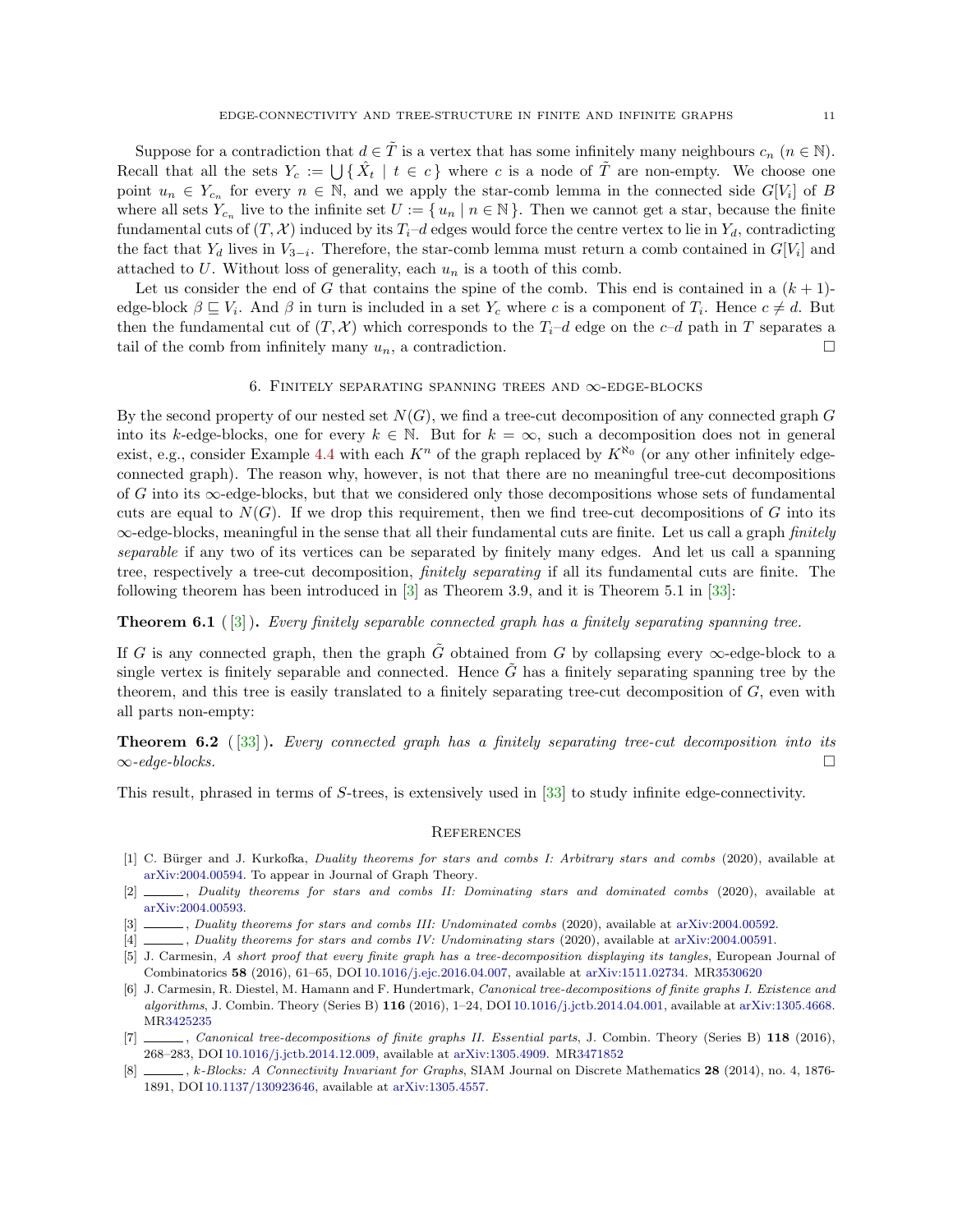Suppose for a contradiction that $d \in \tilde{T}$ is a vertex that has some infinitely many neighbours $c_n$ ($n \in \mathbb{N}$). Recall that all the sets $Y_c := \bigcup \{ \hat{X}_t \mid t \in c \}$ where $c$ is a node of $\tilde{T}$ are non-empty. We choose one point $u_n \in Y_{c_n}$ for every $n \in \mathbb{N}$, and we apply the star-comb lemma in the connected side $G[V_i]$ of $B$ where all sets $Y_{c_n}$ live to the infinite set $U := \{ u_n \mid n \in \mathbb{N} \}$. Then we cannot get a star, because the finite fundamental cuts of $(T, \mathcal{X})$ induced by its $T_i$–$d$ edges would force the centre vertex to lie in $Y_d$, contradicting the fact that $Y_d$ lives in $V_{3-i}$. Therefore, the star-comb lemma must return a comb contained in $G[V_i]$ and attached to $U$. Without loss of generality, each $u_n$ is a tooth of this comb.

Let us consider the end of $G$ that contains the spine of the comb. This end is contained in a $(k+1)$-edge-block $\beta \sqsubseteq V_i$. And $\beta$ in turn is included in a set $Y_c$ where $c$ is a component of $T_i$. Hence $c \neq d$. But then the fundamental cut of $(T, \mathcal{X})$ which corresponds to the $T_i$–$d$ edge on the $c$–$d$ path in $T$ separates a tail of the comb from infinitely many $u_n$, a contradiction. □

## 6. Finitely separating spanning trees and $\infty$-edge-blocks

By the second property of our nested set $N(G)$, we find a tree-cut decomposition of any connected graph $G$ into its $k$-edge-blocks, one for every $k \in \mathbb{N}$. But for $k = \infty$, such a decomposition does not in general exist, e.g., consider Example 4.4 with each $K^n$ of the graph replaced by $K^{\aleph_0}$ (or any other infinitely edge-connected graph). The reason why, however, is not that there are no meaningful tree-cut decompositions of $G$ into its $\infty$-edge-blocks, but that we considered only those decompositions whose sets of fundamental cuts are equal to $N(G)$. If we drop this requirement, then we find tree-cut decompositions of $G$ into its $\infty$-edge-blocks, meaningful in the sense that all their fundamental cuts are finite. Let us call a graph *finitely separable* if any two of its vertices can be separated by finitely many edges. And let us call a spanning tree, respectively a tree-cut decomposition, *finitely separating* if all its fundamental cuts are finite. The following theorem has been introduced in [3] as Theorem 3.9, and it is Theorem 5.1 in [33]:

**Theorem 6.1** ([3]). *Every finitely separable connected graph has a finitely separating spanning tree.*

If $G$ is any connected graph, then the graph $\tilde{G}$ obtained from $G$ by collapsing every $\infty$-edge-block to a single vertex is finitely separable and connected. Hence $\tilde{G}$ has a finitely separating spanning tree by the theorem, and this tree is easily translated to a finitely separating tree-cut decomposition of $G$, even with all parts non-empty:

**Theorem 6.2** ([33]). *Every connected graph has a finitely separating tree-cut decomposition into its $\infty$-edge-blocks.* □

This result, phrased in terms of $S$-trees, is extensively used in [33] to study infinite edge-connectivity.

## References

[1] C. Bürger and J. Kurkofka, *Duality theorems for stars and combs I: Arbitrary stars and combs* (2020), available at arXiv:2004.00594. To appear in Journal of Graph Theory.

[2] ______, *Duality theorems for stars and combs II: Dominating stars and dominated combs* (2020), available at arXiv:2004.00593.

[3] ______, *Duality theorems for stars and combs III: Undominated combs* (2020), available at arXiv:2004.00592.

[4] ______, *Duality theorems for stars and combs IV: Undominating stars* (2020), available at arXiv:2004.00591.

[5] J. Carmesin, *A short proof that every finite graph has a tree-decomposition displaying its tangles*, European Journal of Combinatorics **58** (2016), 61–65, DOI 10.1016/j.ejc.2016.04.007, available at arXiv:1511.02734. MR3530620

[6] J. Carmesin, R. Diestel, M. Hamann and F. Hundertmark, *Canonical tree-decompositions of finite graphs I. Existence and algorithms*, J. Combin. Theory (Series B) **116** (2016), 1–24, DOI 10.1016/j.jctb.2014.04.001, available at arXiv:1305.4668. MR3425235

[7] ______, *Canonical tree-decompositions of finite graphs II. Essential parts*, J. Combin. Theory (Series B) **118** (2016), 268–283, DOI 10.1016/j.jctb.2014.12.009, available at arXiv:1305.4909. MR3471852

[8] ______, *k-Blocks: A Connectivity Invariant for Graphs*, SIAM Journal on Discrete Mathematics **28** (2014), no. 4, 1876-1891, DOI 10.1137/130923646, available at arXiv:1305.4557.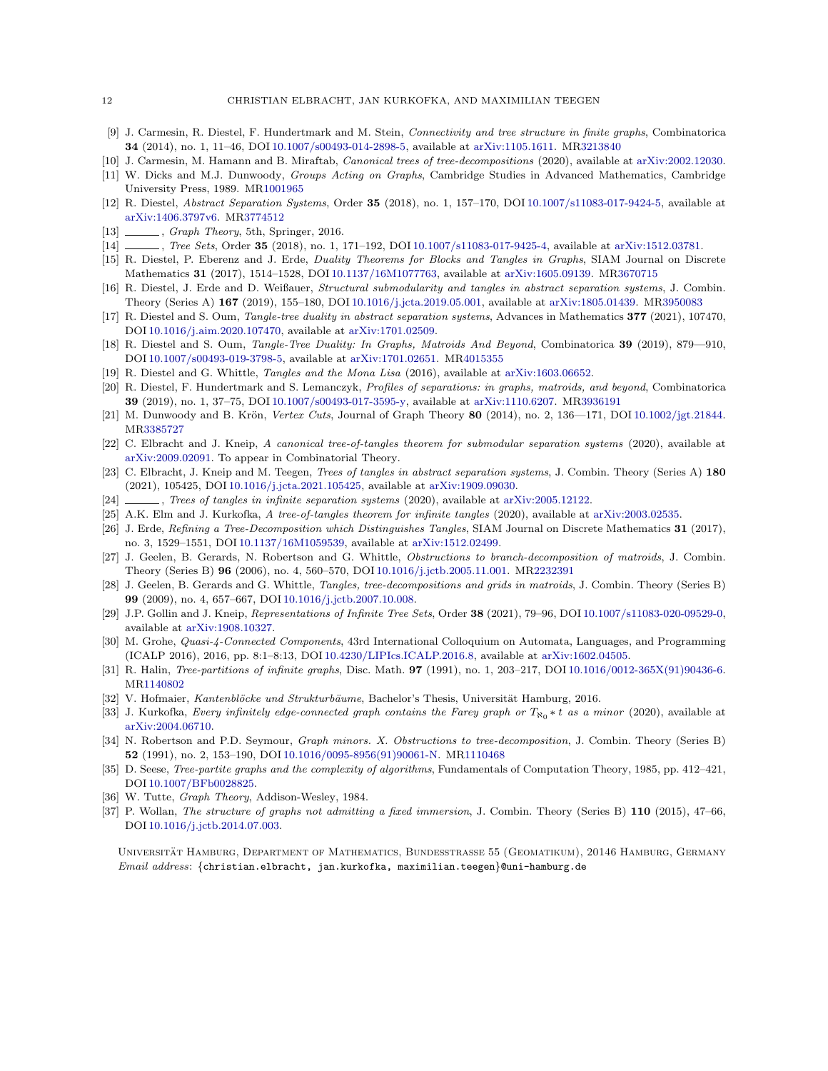[9] J. Carmesin, R. Diestel, F. Hundertmark and M. Stein, *Connectivity and tree structure in finite graphs*, Combinatorica **34** (2014), no. 1, 11–46, DOI 10.1007/s00493-014-2898-5, available at arXiv:1105.1611. MR3213840

[10] J. Carmesin, M. Hamann and B. Miraftab, *Canonical trees of tree-decompositions* (2020), available at arXiv:2002.12030.

[11] W. Dicks and M.J. Dunwoody, *Groups Acting on Graphs*, Cambridge Studies in Advanced Mathematics, Cambridge University Press, 1989. MR1001965

[12] R. Diestel, *Abstract Separation Systems*, Order **35** (2018), no. 1, 157–170, DOI 10.1007/s11083-017-9424-5, available at arXiv:1406.3797v6. MR3774512

[13] ______, *Graph Theory*, 5th, Springer, 2016.

[14] ______, *Tree Sets*, Order **35** (2018), no. 1, 171–192, DOI 10.1007/s11083-017-9425-4, available at arXiv:1512.03781.

[15] R. Diestel, P. Eberenz and J. Erde, *Duality Theorems for Blocks and Tangles in Graphs*, SIAM Journal on Discrete Mathematics **31** (2017), 1514–1528, DOI 10.1137/16M1077763, available at arXiv:1605.09139. MR3670715

[16] R. Diestel, J. Erde and D. Weißauer, *Structural submodularity and tangles in abstract separation systems*, J. Combin. Theory (Series A) **167** (2019), 155–180, DOI 10.1016/j.jcta.2019.05.001, available at arXiv:1805.01439. MR3950083

[17] R. Diestel and S. Oum, *Tangle-tree duality in abstract separation systems*, Advances in Mathematics **377** (2021), 107470, DOI 10.1016/j.aim.2020.107470, available at arXiv:1701.02509.

[18] R. Diestel and S. Oum, *Tangle-Tree Duality: In Graphs, Matroids And Beyond*, Combinatorica **39** (2019), 879—910, DOI 10.1007/s00493-019-3798-5, available at arXiv:1701.02651. MR4015355

[19] R. Diestel and G. Whittle, *Tangles and the Mona Lisa* (2016), available at arXiv:1603.06652.

[20] R. Diestel, F. Hundertmark and S. Lemanczyk, *Profiles of separations: in graphs, matroids, and beyond*, Combinatorica **39** (2019), no. 1, 37–75, DOI 10.1007/s00493-017-3595-y, available at arXiv:1110.6207. MR3936191

[21] M. Dunwoody and B. Krön, *Vertex Cuts*, Journal of Graph Theory **80** (2014), no. 2, 136—171, DOI 10.1002/jgt.21844. MR3385727

[22] C. Elbracht and J. Kneip, *A canonical tree-of-tangles theorem for submodular separation systems* (2020), available at arXiv:2009.02091. To appear in Combinatorial Theory.

[23] C. Elbracht, J. Kneip and M. Teegen, *Trees of tangles in abstract separation systems*, J. Combin. Theory (Series A) **180** (2021), 105425, DOI 10.1016/j.jcta.2021.105425, available at arXiv:1909.09030.

[24] ______, *Trees of tangles in infinite separation systems* (2020), available at arXiv:2005.12122.

[25] A.K. Elm and J. Kurkofka, *A tree-of-tangles theorem for infinite tangles* (2020), available at arXiv:2003.02535.

[26] J. Erde, *Refining a Tree-Decomposition which Distinguishes Tangles*, SIAM Journal on Discrete Mathematics **31** (2017), no. 3, 1529–1551, DOI 10.1137/16M1059539, available at arXiv:1512.02499.

[27] J. Geelen, B. Gerards, N. Robertson and G. Whittle, *Obstructions to branch-decomposition of matroids*, J. Combin. Theory (Series B) **96** (2006), no. 4, 560–570, DOI 10.1016/j.jctb.2005.11.001. MR2232391

[28] J. Geelen, B. Gerards and G. Whittle, *Tangles, tree-decompositions and grids in matroids*, J. Combin. Theory (Series B) **99** (2009), no. 4, 657–667, DOI 10.1016/j.jctb.2007.10.008.

[29] J.P. Gollin and J. Kneip, *Representations of Infinite Tree Sets*, Order **38** (2021), 79–96, DOI 10.1007/s11083-020-09529-0, available at arXiv:1908.10327.

[30] M. Grohe, *Quasi-4-Connected Components*, 43rd International Colloquium on Automata, Languages, and Programming (ICALP 2016), 2016, pp. 8:1–8:13, DOI 10.4230/LIPIcs.ICALP.2016.8, available at arXiv:1602.04505.

[31] R. Halin, *Tree-partitions of infinite graphs*, Disc. Math. **97** (1991), no. 1, 203–217, DOI 10.1016/0012-365X(91)90436-6. MR1140802

[32] V. Hofmaier, *Kantenblöcke und Strukturbäume*, Bachelor's Thesis, Universität Hamburg, 2016.

[33] J. Kurkofka, *Every infinitely edge-connected graph contains the Farey graph or $T_{\aleph_0} * t$ as a minor* (2020), available at arXiv:2004.06710.

[34] N. Robertson and P.D. Seymour, *Graph minors. X. Obstructions to tree-decomposition*, J. Combin. Theory (Series B) **52** (1991), no. 2, 153–190, DOI 10.1016/0095-8956(91)90061-N. MR1110468

[35] D. Seese, *Tree-partite graphs and the complexity of algorithms*, Fundamentals of Computation Theory, 1985, pp. 412–421, DOI 10.1007/BFb0028825.

[36] W. Tutte, *Graph Theory*, Addison-Wesley, 1984.

[37] P. Wollan, *The structure of graphs not admitting a fixed immersion*, J. Combin. Theory (Series B) **110** (2015), 47–66, DOI 10.1016/j.jctb.2014.07.003.

Universität Hamburg, Department of Mathematics, Bundesstrasse 55 (Geomatikum), 20146 Hamburg, Germany
*Email address*: {christian.elbracht, jan.kurkofka, maximilian.teegen}@uni-hamburg.de